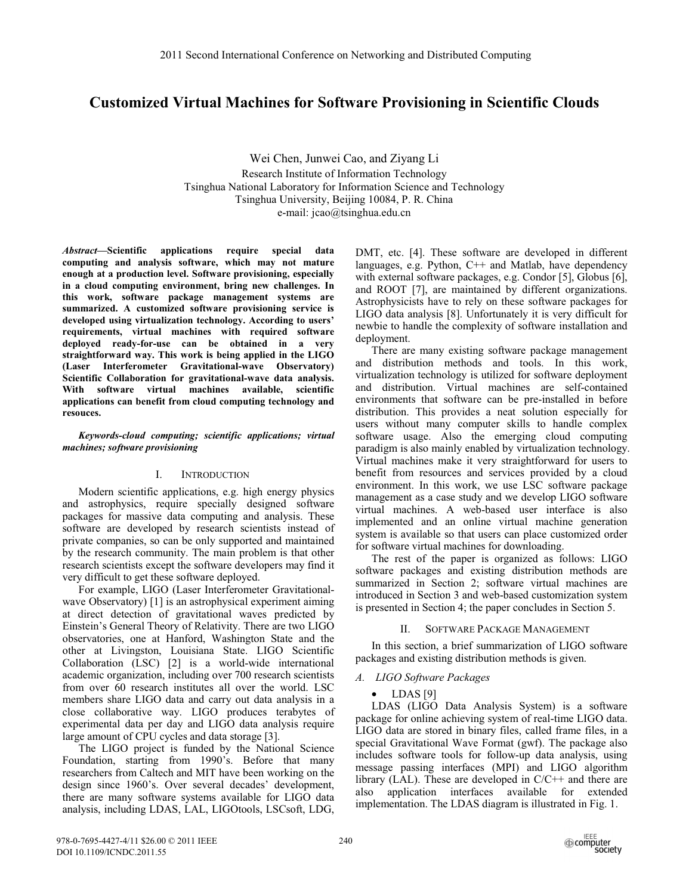# Customized Virtual Machines for Software Provisioning in Scientific Clouds

Wei Chen, Junwei Cao, and Ziyang Li

Research Institute of Information Technology
Tsinghua National Laboratory for Information Science and Technology
Tsinghua University, Beijing 10084, P. R. China
e-mail: jcao@tsinghua.edu.cn

***Abstract*—Scientific applications require special data computing and analysis software, which may not mature enough at a production level. Software provisioning, especially in a cloud computing environment, bring new challenges. In this work, software package management systems are summarized. A customized software provisioning service is developed using virtualization technology. According to users' requirements, virtual machines with required software deployed ready-for-use can be obtained in a very straightforward way. This work is being applied in the LIGO (Laser Interferometer Gravitational-wave Observatory) Scientific Collaboration for gravitational-wave data analysis. With software virtual machines available, scientific applications can benefit from cloud computing technology and resouces.**

***Keywords-cloud computing; scientific applications; virtual machines; software provisioning***

## I. Introduction

Modern scientific applications, e.g. high energy physics and astrophysics, require specially designed software packages for massive data computing and analysis. These software are developed by research scientists instead of private companies, so can be only supported and maintained by the research community. The main problem is that other research scientists except the software developers may find it very difficult to get these software deployed.

For example, LIGO (Laser Interferometer Gravitational-wave Observatory) [1] is an astrophysical experiment aiming at direct detection of gravitational waves predicted by Einstein's General Theory of Relativity. There are two LIGO observatories, one at Hanford, Washington State and the other at Livingston, Louisiana State. LIGO Scientific Collaboration (LSC) [2] is a world-wide international academic organization, including over 700 research scientists from over 60 research institutes all over the world. LSC members share LIGO data and carry out data analysis in a close collaborative way. LIGO produces terabytes of experimental data per day and LIGO data analysis require large amount of CPU cycles and data storage [3].

The LIGO project is funded by the National Science Foundation, starting from 1990's. Before that many researchers from Caltech and MIT have been working on the design since 1960's. Over several decades' development, there are many software systems available for LIGO data analysis, including LDAS, LAL, LIGOtools, LSCsoft, LDG, DMT, etc. [4]. These software are developed in different languages, e.g. Python, C++ and Matlab, have dependency with external software packages, e.g. Condor [5], Globus [6], and ROOT [7], are maintained by different organizations. Astrophysicists have to rely on these software packages for LIGO data analysis [8]. Unfortunately it is very difficult for newbie to handle the complexity of software installation and deployment.

There are many existing software package management and distribution methods and tools. In this work, virtualization technology is utilized for software deployment and distribution. Virtual machines are self-contained environments that software can be pre-installed in before distribution. This provides a neat solution especially for users without many computer skills to handle complex software usage. Also the emerging cloud computing paradigm is also mainly enabled by virtualization technology. Virtual machines make it very straightforward for users to benefit from resources and services provided by a cloud environment. In this work, we use LSC software package management as a case study and we develop LIGO software virtual machines. A web-based user interface is also implemented and an online virtual machine generation system is available so that users can place customized order for software virtual machines for downloading.

The rest of the paper is organized as follows: LIGO software packages and existing distribution methods are summarized in Section 2; software virtual machines are introduced in Section 3 and web-based customization system is presented in Section 4; the paper concludes in Section 5.

## II. Software Package Management

In this section, a brief summarization of LIGO software packages and existing distribution methods is given.

### A. LIGO Software Packages

- LDAS [9]

LDAS (LIGO Data Analysis System) is a software package for online achieving system of real-time LIGO data. LIGO data are stored in binary files, called frame files, in a special Gravitational Wave Format (gwf). The package also includes software tools for follow-up data analysis, using message passing interfaces (MPI) and LIGO algorithm library (LAL). These are developed in C/C++ and there are also application interfaces available for extended implementation. The LDAS diagram is illustrated in Fig. 1.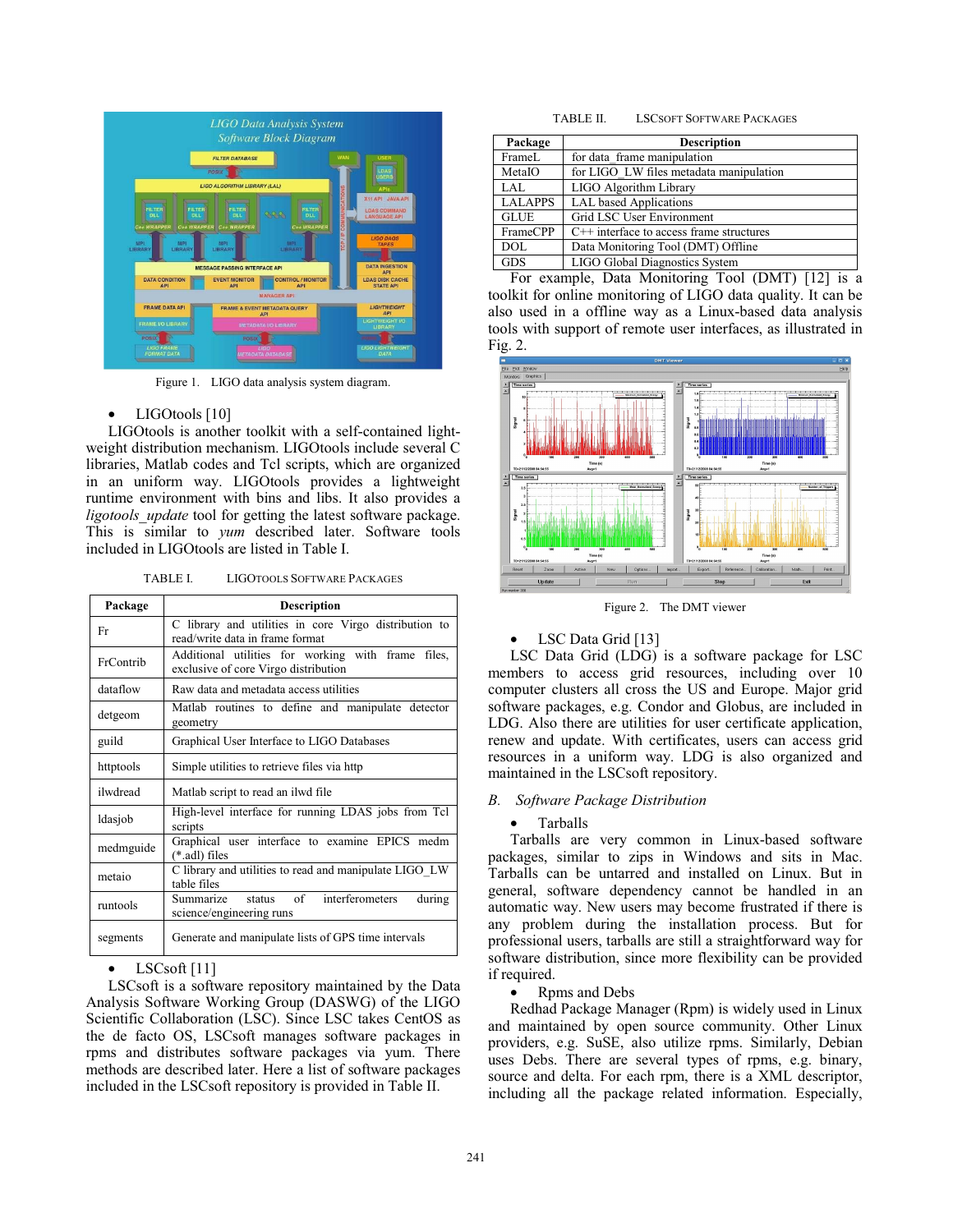Figure 1. LIGO data analysis system diagram.

- LIGOtools [10]

LIGOtools is another toolkit with a self-contained light-weight distribution mechanism. LIGOtools include several C libraries, Matlab codes and Tcl scripts, which are organized in an uniform way. LIGOtools provides a lightweight runtime environment with bins and libs. It also provides a *ligotools_update* tool for getting the latest software package. This is similar to *yum* described later. Software tools included in LIGOtools are listed in Table I.

TABLE I. LIGOTOOLS SOFTWARE PACKAGES

| Package | Description |
|---|---|
| Fr | C library and utilities in core Virgo distribution to read/write data in frame format |
| FrContrib | Additional utilities for working with frame files, exclusive of core Virgo distribution |
| dataflow | Raw data and metadata access utilities |
| detgeom | Matlab routines to define and manipulate detector geometry |
| guild | Graphical User Interface to LIGO Databases |
| httptools | Simple utilities to retrieve files via http |
| ilwdread | Matlab script to read an ilwd file |
| ldasjob | High-level interface for running LDAS jobs from Tcl scripts |
| medmguide | Graphical user interface to examine EPICS medm (*.adl) files |
| metaio | C library and utilities to read and manipulate LIGO_LW table files |
| runtools | Summarize status of interferometers during science/engineering runs |
| segments | Generate and manipulate lists of GPS time intervals |

- LSCsoft [11]

LSCsoft is a software repository maintained by the Data Analysis Software Working Group (DASWG) of the LIGO Scientific Collaboration (LSC). Since LSC takes CentOS as the de facto OS, LSCsoft manages software packages in rpms and distributes software packages via yum. There methods are described later. Here a list of software packages included in the LSCsoft repository is provided in Table II.

TABLE II. LSCSOFT SOFTWARE PACKAGES

| Package | Description |
|---|---|
| FrameL | for data_frame manipulation |
| MetaIO | for LIGO_LW files metadata manipulation |
| LAL | LIGO Algorithm Library |
| LALAPPS | LAL based Applications |
| GLUE | Grid LSC User Environment |
| FrameCPP | C++ interface to access frame structures |
| DOL | Data Monitoring Tool (DMT) Offline |
| GDS | LIGO Global Diagnostics System |

For example, Data Monitoring Tool (DMT) [12] is a toolkit for online monitoring of LIGO data quality. It can be also used in a offline way as a Linux-based data analysis tools with support of remote user interfaces, as illustrated in Fig. 2.

Figure 2. The DMT viewer

- LSC Data Grid [13]

LSC Data Grid (LDG) is a software package for LSC members to access grid resources, including over 10 computer clusters all cross the US and Europe. Major grid software packages, e.g. Condor and Globus, are included in LDG. Also there are utilities for user certificate application, renew and update. With certificates, users can access grid resources in a uniform way. LDG is also organized and maintained in the LSCsoft repository.

## *B. Software Package Distribution*

- Tarballs

Tarballs are very common in Linux-based software packages, similar to zips in Windows and sits in Mac. Tarballs can be untarred and installed on Linux. But in general, software dependency cannot be handled in an automatic way. New users may become frustrated if there is any problem during the installation process. But for professional users, tarballs are still a straightforward way for software distribution, since more flexibility can be provided if required.

- Rpms and Debs

Redhad Package Manager (Rpm) is widely used in Linux and maintained by open source community. Other Linux providers, e.g. SuSE, also utilize rpms. Similarly, Debian uses Debs. There are several types of rpms, e.g. binary, source and delta. For each rpm, there is a XML descriptor, including all the package related information. Especially,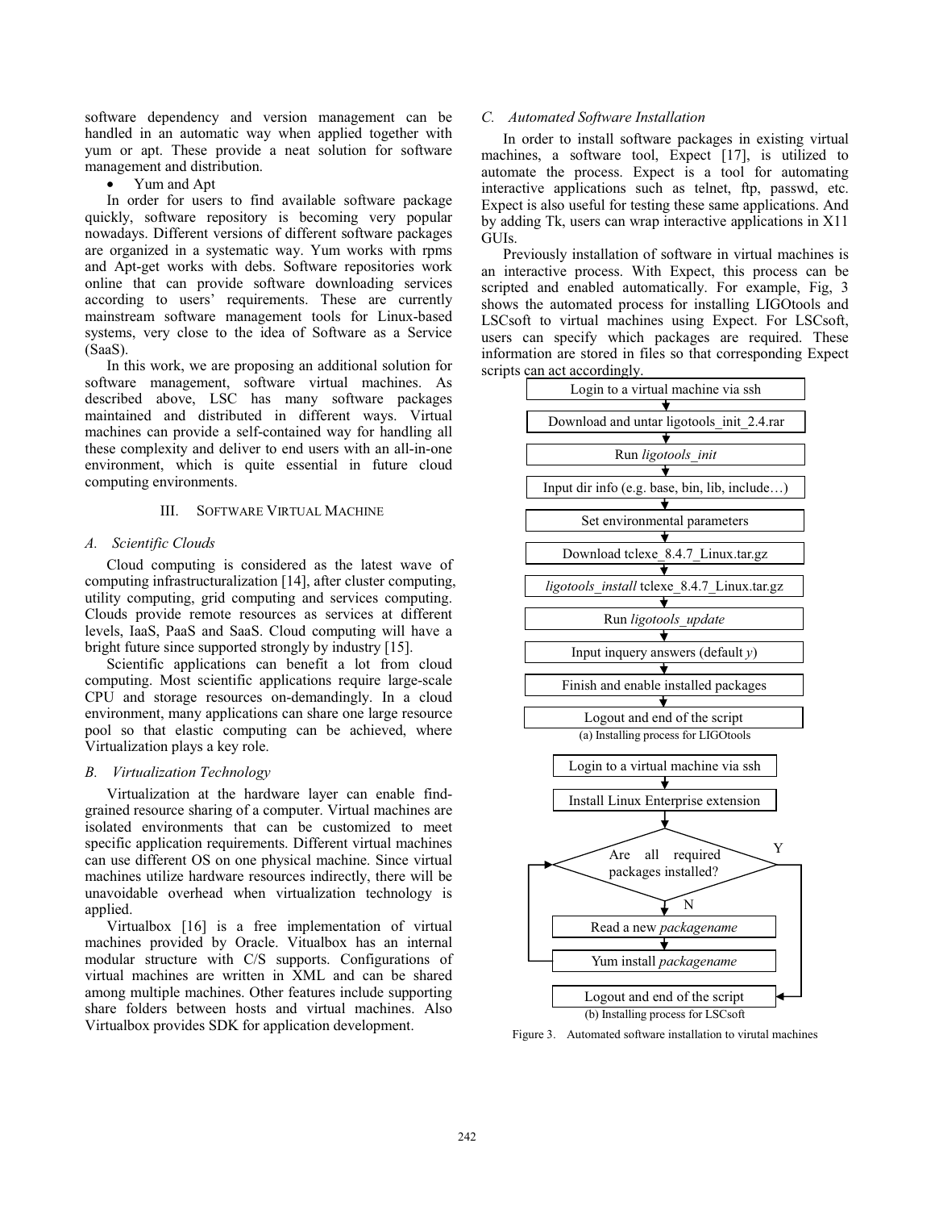software dependency and version management can be handled in an automatic way when applied together with yum or apt. These provide a neat solution for software management and distribution.

- Yum and Apt

In order for users to find available software package quickly, software repository is becoming very popular nowadays. Different versions of different software packages are organized in a systematic way. Yum works with rpms and Apt-get works with debs. Software repositories work online that can provide software downloading services according to users' requirements. These are currently mainstream software management tools for Linux-based systems, very close to the idea of Software as a Service (SaaS).

In this work, we are proposing an additional solution for software management, software virtual machines. As described above, LSC has many software packages maintained and distributed in different ways. Virtual machines can provide a self-contained way for handling all these complexity and deliver to end users with an all-in-one environment, which is quite essential in future cloud computing environments.

## III. Software Virtual Machine

### *A. Scientific Clouds*

Cloud computing is considered as the latest wave of computing infrastructuralization [14], after cluster computing, utility computing, grid computing and services computing. Clouds provide remote resources as services at different levels, IaaS, PaaS and SaaS. Cloud computing will have a bright future since supported strongly by industry [15].

Scientific applications can benefit a lot from cloud computing. Most scientific applications require large-scale CPU and storage resources on-demandingly. In a cloud environment, many applications can share one large resource pool so that elastic computing can be achieved, where Virtualization plays a key role.

### *B. Virtualization Technology*

Virtualization at the hardware layer can enable find-grained resource sharing of a computer. Virtual machines are isolated environments that can be customized to meet specific application requirements. Different virtual machines can use different OS on one physical machine. Since virtual machines utilize hardware resources indirectly, there will be unavoidable overhead when virtualization technology is applied.

Virtualbox [16] is a free implementation of virtual machines provided by Oracle. Vitualbox has an internal modular structure with C/S supports. Configurations of virtual machines are written in XML and can be shared among multiple machines. Other features include supporting share folders between hosts and virtual machines. Also Virtualbox provides SDK for application development.

### *C. Automated Software Installation*

In order to install software packages in existing virtual machines, a software tool, Expect [17], is utilized to automate the process. Expect is a tool for automating interactive applications such as telnet, ftp, passwd, etc. Expect is also useful for testing these same applications. And by adding Tk, users can wrap interactive applications in X11 GUIs.

Previously installation of software in virtual machines is an interactive process. With Expect, this process can be scripted and enabled automatically. For example, Fig, 3 shows the automated process for installing LIGOtools and LSCsoft to virtual machines using Expect. For LSCsoft, users can specify which packages are required. These information are stored in files so that corresponding Expect scripts can act accordingly.

Login to a virtual machine via ssh
↓
Download and untar ligotools_init_2.4.rar
↓
Run *ligotools_init*
↓
Input dir info (e.g. base, bin, lib, include…)
↓
Set environmental parameters
↓
Download tclexe_8.4.7_Linux.tar.gz
↓
*ligotools_install* tclexe_8.4.7_Linux.tar.gz
↓
Run *ligotools_update*
↓
Input inquery answers (default *y*)
↓
Finish and enable installed packages
↓
Logout and end of the script

(a) Installing process for LIGOtools

Login to a virtual machine via ssh
↓
Install Linux Enterprise extension
↓
Are all required packages installed? — Y → Logout and end of the script
↓ N
Read a new *packagename*
↓
Yum install *packagename* → (back to "Are all required packages installed?")

Logout and end of the script

(b) Installing process for LSCsoft

Figure 3. Automated software installation to virutal machines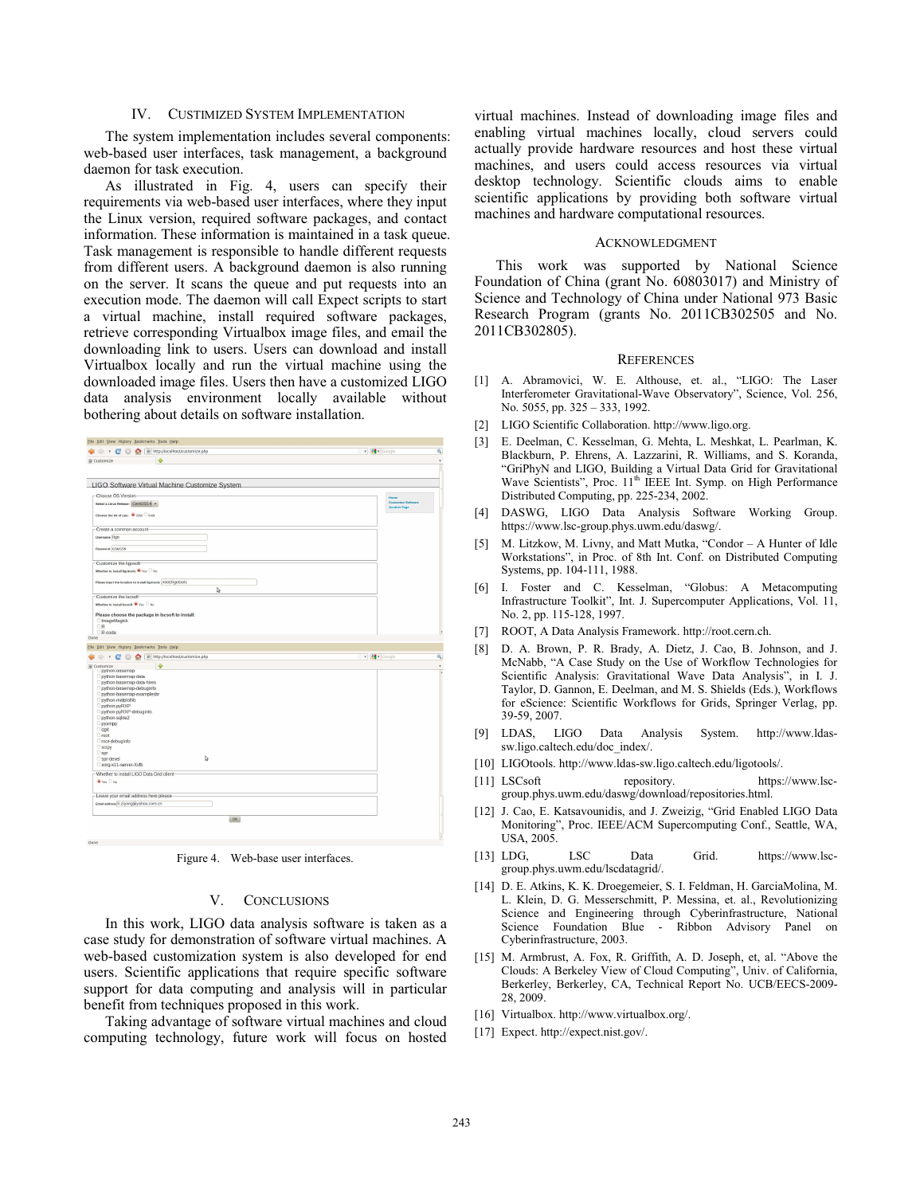## IV. CUSTIMIZED SYSTEM IMPLEMENTATION

The system implementation includes several components: web-based user interfaces, task management, a background daemon for task execution.

As illustrated in Fig. 4, users can specify their requirements via web-based user interfaces, where they input the Linux version, required software packages, and contact information. These information is maintained in a task queue. Task management is responsible to handle different requests from different users. A background daemon is also running on the server. It scans the queue and put requests into an execution mode. The daemon will call Expect scripts to start a virtual machine, install required software packages, retrieve corresponding Virtualbox image files, and email the downloading link to users. Users can download and install Virtualbox locally and run the virtual machine using the downloaded image files. Users then have a customized LIGO data analysis environment locally available without bothering about details on software installation.

Figure 4. Web-base user interfaces.

## V. CONCLUSIONS

In this work, LIGO data analysis software is taken as a case study for demonstration of software virtual machines. A web-based customization system is also developed for end users. Scientific applications that require specific software support for data computing and analysis will in particular benefit from techniques proposed in this work.

Taking advantage of software virtual machines and cloud computing technology, future work will focus on hosted virtual machines. Instead of downloading image files and enabling virtual machines locally, cloud servers could actually provide hardware resources and host these virtual machines, and users could access resources via virtual desktop technology. Scientific clouds aims to enable scientific applications by providing both software virtual machines and hardware computational resources.

## ACKNOWLEDGMENT

This work was supported by National Science Foundation of China (grant No. 60803017) and Ministry of Science and Technology of China under National 973 Basic Research Program (grants No. 2011CB302505 and No. 2011CB302805).

## REFERENCES

[1] A. Abramovici, W. E. Althouse, et. al., “LIGO: The Laser Interferometer Gravitational-Wave Observatory”, Science, Vol. 256, No. 5055, pp. 325 – 333, 1992.

[2] LIGO Scientific Collaboration. http://www.ligo.org.

[3] E. Deelman, C. Kesselman, G. Mehta, L. Meshkat, L. Pearlman, K. Blackburn, P. Ehrens, A. Lazzarini, R. Williams, and S. Koranda, “GriPhyN and LIGO, Building a Virtual Data Grid for Gravitational Wave Scientists”, Proc. 11th IEEE Int. Symp. on High Performance Distributed Computing, pp. 225-234, 2002.

[4] DASWG, LIGO Data Analysis Software Working Group. https://www.lsc-group.phys.uwm.edu/daswg/.

[5] M. Litzkow, M. Livny, and Matt Mutka, “Condor – A Hunter of Idle Workstations”, in Proc. of 8th Int. Conf. on Distributed Computing Systems, pp. 104-111, 1988.

[6] I. Foster and C. Kesselman, “Globus: A Metacomputing Infrastructure Toolkit”, Int. J. Supercomputer Applications, Vol. 11, No. 2, pp. 115-128, 1997.

[7] ROOT, A Data Analysis Framework. http://root.cern.ch.

[8] D. A. Brown, P. R. Brady, A. Dietz, J. Cao, B. Johnson, and J. McNabb, “A Case Study on the Use of Workflow Technologies for Scientific Analysis: Gravitational Wave Data Analysis”, in I. J. Taylor, D. Gannon, E. Deelman, and M. S. Shields (Eds.), Workflows for eScience: Scientific Workflows for Grids, Springer Verlag, pp. 39-59, 2007.

[9] LDAS, LIGO Data Analysis System. http://www.ldas-sw.ligo.caltech.edu/doc_index/.

[10] LIGOtools. http://www.ldas-sw.ligo.caltech.edu/ligotools/.

[11] LSCsoft repository. https://www.lsc-group.phys.uwm.edu/daswg/download/repositories.html.

[12] J. Cao, E. Katsavounidis, and J. Zweizig, “Grid Enabled LIGO Data Monitoring”, Proc. IEEE/ACM Supercomputing Conf., Seattle, WA, USA, 2005.

[13] LDG, LSC Data Grid. https://www.lsc-group.phys.uwm.edu/lscdatagrid/.

[14] D. E. Atkins, K. K. Droegemeier, S. I. Feldman, H. GarciaMolina, M. L. Klein, D. G. Messerschmitt, P. Messina, et. al., Revolutionizing Science and Engineering through Cyberinfrastructure, National Science Foundation Blue - Ribbon Advisory Panel on Cyberinfrastructure, 2003.

[15] M. Armbrust, A. Fox, R. Griffith, A. D. Joseph, et, al. “Above the Clouds: A Berkeley View of Cloud Computing”, Univ. of California, Berkeley, Berkeley, CA, Technical Report No. UCB/EECS-2009-28, 2009.

[16] Virtualbox. http://www.virtualbox.org/.

[17] Expect. http://expect.nist.gov/.